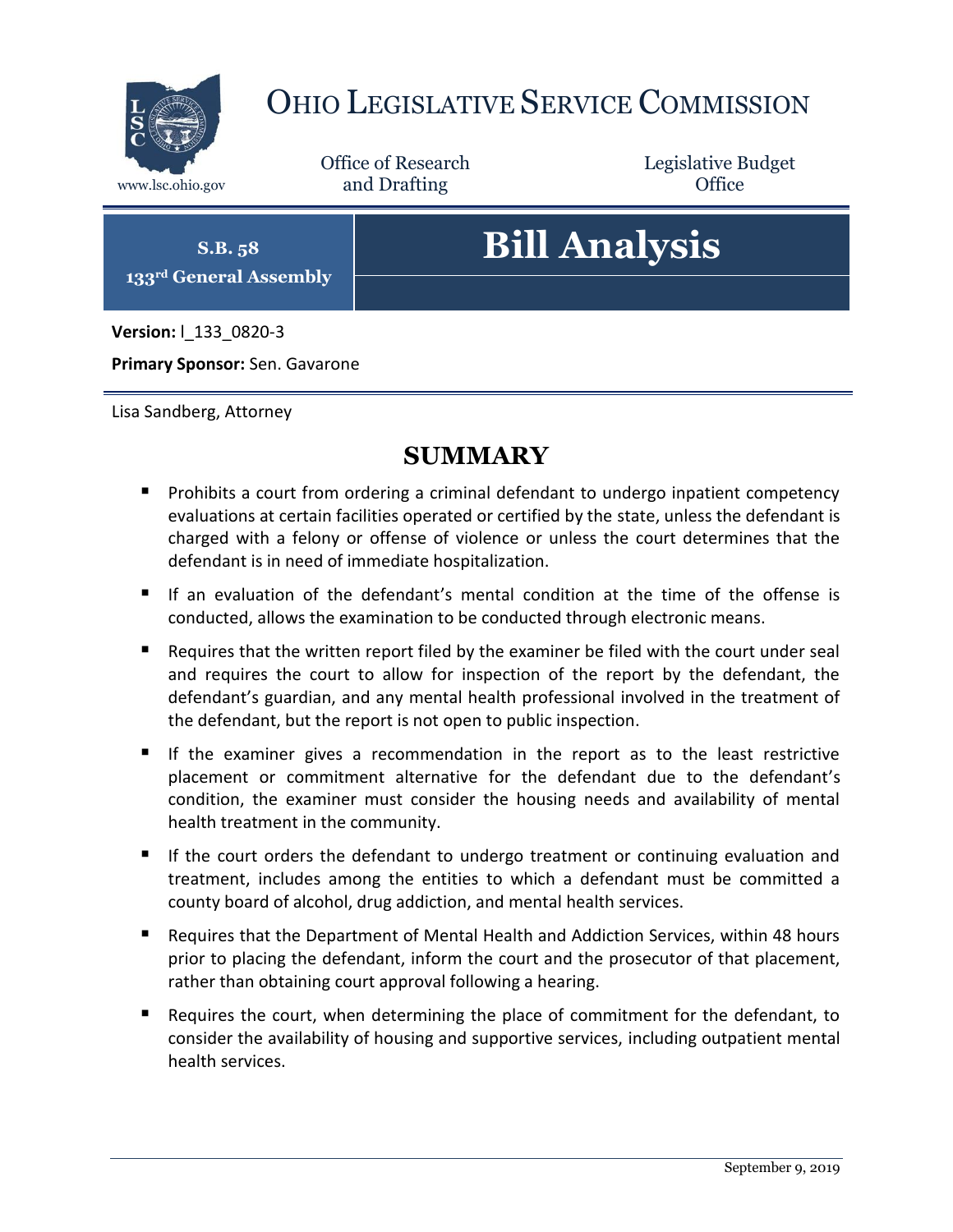# OHIO LEGISLATIVE SERVICE COMMISSION

www.lsc.ohio.gov

Office of Research and Drafting

Legislative Budget Office

**S.B. 58**
**133rd General Assembly**

# Bill Analysis

**Version:** l_133_0820-3

**Primary Sponsor:** Sen. Gavarone

Lisa Sandberg, Attorney

## SUMMARY

- Prohibits a court from ordering a criminal defendant to undergo inpatient competency evaluations at certain facilities operated or certified by the state, unless the defendant is charged with a felony or offense of violence or unless the court determines that the defendant is in need of immediate hospitalization.
- If an evaluation of the defendant's mental condition at the time of the offense is conducted, allows the examination to be conducted through electronic means.
- Requires that the written report filed by the examiner be filed with the court under seal and requires the court to allow for inspection of the report by the defendant, the defendant's guardian, and any mental health professional involved in the treatment of the defendant, but the report is not open to public inspection.
- If the examiner gives a recommendation in the report as to the least restrictive placement or commitment alternative for the defendant due to the defendant's condition, the examiner must consider the housing needs and availability of mental health treatment in the community.
- If the court orders the defendant to undergo treatment or continuing evaluation and treatment, includes among the entities to which a defendant must be committed a county board of alcohol, drug addiction, and mental health services.
- Requires that the Department of Mental Health and Addiction Services, within 48 hours prior to placing the defendant, inform the court and the prosecutor of that placement, rather than obtaining court approval following a hearing.
- Requires the court, when determining the place of commitment for the defendant, to consider the availability of housing and supportive services, including outpatient mental health services.

September 9, 2019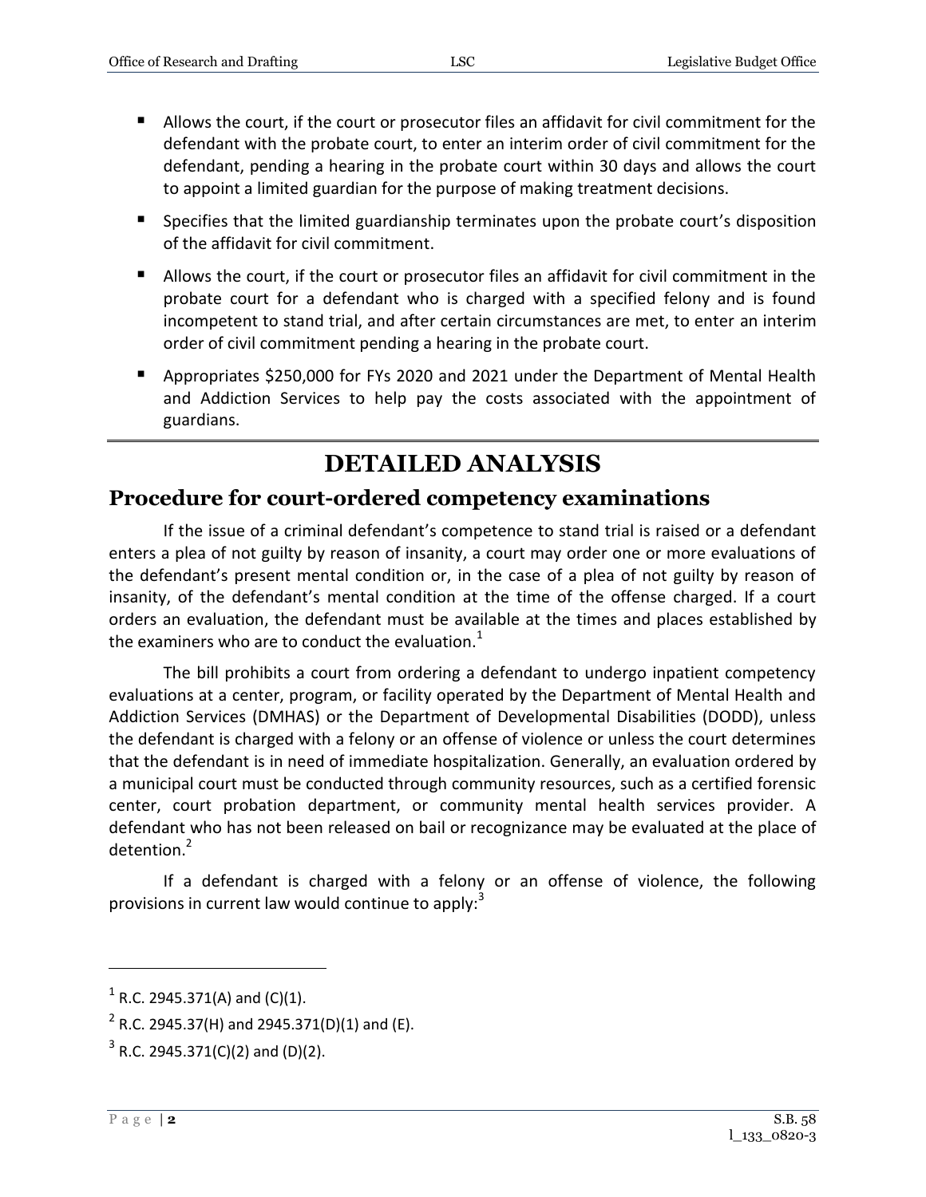- Allows the court, if the court or prosecutor files an affidavit for civil commitment for the defendant with the probate court, to enter an interim order of civil commitment for the defendant, pending a hearing in the probate court within 30 days and allows the court to appoint a limited guardian for the purpose of making treatment decisions.
- Specifies that the limited guardianship terminates upon the probate court's disposition of the affidavit for civil commitment.
- Allows the court, if the court or prosecutor files an affidavit for civil commitment in the probate court for a defendant who is charged with a specified felony and is found incompetent to stand trial, and after certain circumstances are met, to enter an interim order of civil commitment pending a hearing in the probate court.
- Appropriates $250,000 for FYs 2020 and 2021 under the Department of Mental Health and Addiction Services to help pay the costs associated with the appointment of guardians.

# DETAILED ANALYSIS

## Procedure for court-ordered competency examinations

If the issue of a criminal defendant's competence to stand trial is raised or a defendant enters a plea of not guilty by reason of insanity, a court may order one or more evaluations of the defendant's present mental condition or, in the case of a plea of not guilty by reason of insanity, of the defendant's mental condition at the time of the offense charged. If a court orders an evaluation, the defendant must be available at the times and places established by the examiners who are to conduct the evaluation.[1]

The bill prohibits a court from ordering a defendant to undergo inpatient competency evaluations at a center, program, or facility operated by the Department of Mental Health and Addiction Services (DMHAS) or the Department of Developmental Disabilities (DODD), unless the defendant is charged with a felony or an offense of violence or unless the court determines that the defendant is in need of immediate hospitalization. Generally, an evaluation ordered by a municipal court must be conducted through community resources, such as a certified forensic center, court probation department, or community mental health services provider. A defendant who has not been released on bail or recognizance may be evaluated at the place of detention.[2]

If a defendant is charged with a felony or an offense of violence, the following provisions in current law would continue to apply:[3]

---

[1] R.C. 2945.371(A) and (C)(1).

[2] R.C. 2945.37(H) and 2945.371(D)(1) and (E).

[3] R.C. 2945.371(C)(2) and (D)(2).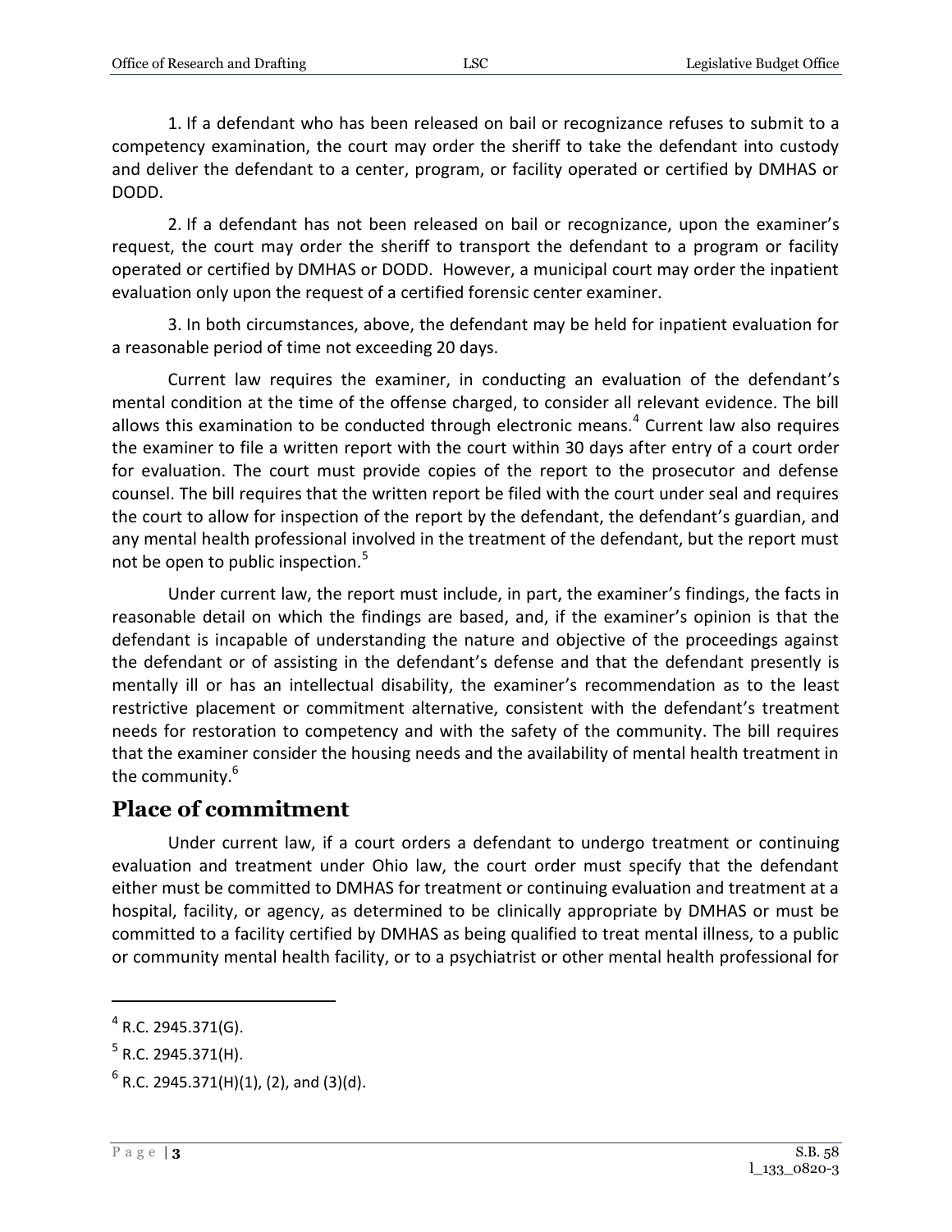1. If a defendant who has been released on bail or recognizance refuses to submit to a competency examination, the court may order the sheriff to take the defendant into custody and deliver the defendant to a center, program, or facility operated or certified by DMHAS or DODD.

2. If a defendant has not been released on bail or recognizance, upon the examiner's request, the court may order the sheriff to transport the defendant to a program or facility operated or certified by DMHAS or DODD. However, a municipal court may order the inpatient evaluation only upon the request of a certified forensic center examiner.

3. In both circumstances, above, the defendant may be held for inpatient evaluation for a reasonable period of time not exceeding 20 days.

Current law requires the examiner, in conducting an evaluation of the defendant's mental condition at the time of the offense charged, to consider all relevant evidence. The bill allows this examination to be conducted through electronic means.[4] Current law also requires the examiner to file a written report with the court within 30 days after entry of a court order for evaluation. The court must provide copies of the report to the prosecutor and defense counsel. The bill requires that the written report be filed with the court under seal and requires the court to allow for inspection of the report by the defendant, the defendant's guardian, and any mental health professional involved in the treatment of the defendant, but the report must not be open to public inspection.[5]

Under current law, the report must include, in part, the examiner's findings, the facts in reasonable detail on which the findings are based, and, if the examiner's opinion is that the defendant is incapable of understanding the nature and objective of the proceedings against the defendant or of assisting in the defendant's defense and that the defendant presently is mentally ill or has an intellectual disability, the examiner's recommendation as to the least restrictive placement or commitment alternative, consistent with the defendant's treatment needs for restoration to competency and with the safety of the community. The bill requires that the examiner consider the housing needs and the availability of mental health treatment in the community.[6]

## Place of commitment

Under current law, if a court orders a defendant to undergo treatment or continuing evaluation and treatment under Ohio law, the court order must specify that the defendant either must be committed to DMHAS for treatment or continuing evaluation and treatment at a hospital, facility, or agency, as determined to be clinically appropriate by DMHAS or must be committed to a facility certified by DMHAS as being qualified to treat mental illness, to a public or community mental health facility, or to a psychiatrist or other mental health professional for

---

[4] R.C. 2945.371(G).

[5] R.C. 2945.371(H).

[6] R.C. 2945.371(H)(1), (2), and (3)(d).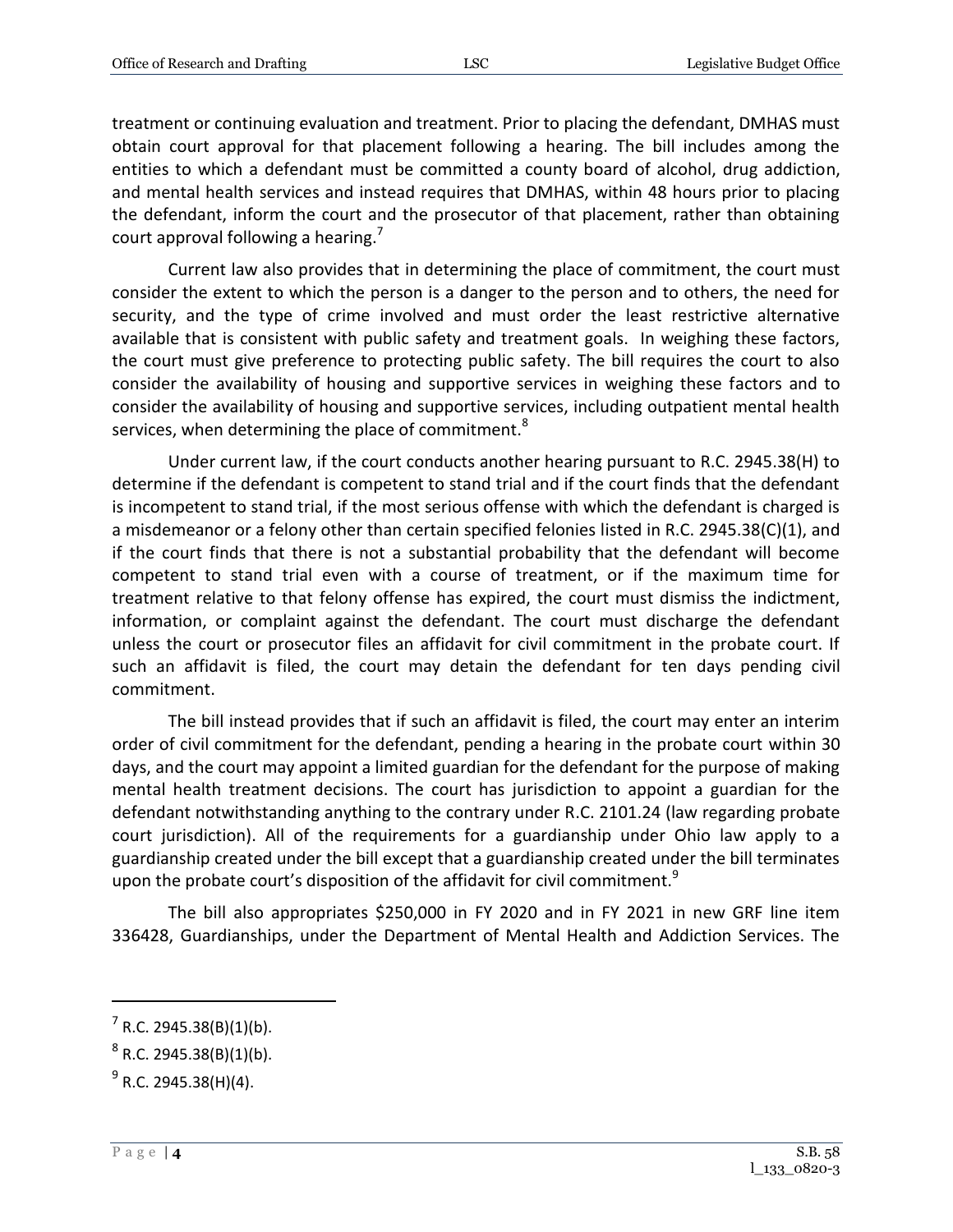treatment or continuing evaluation and treatment. Prior to placing the defendant, DMHAS must obtain court approval for that placement following a hearing. The bill includes among the entities to which a defendant must be committed a county board of alcohol, drug addiction, and mental health services and instead requires that DMHAS, within 48 hours prior to placing the defendant, inform the court and the prosecutor of that placement, rather than obtaining court approval following a hearing.[7]

Current law also provides that in determining the place of commitment, the court must consider the extent to which the person is a danger to the person and to others, the need for security, and the type of crime involved and must order the least restrictive alternative available that is consistent with public safety and treatment goals. In weighing these factors, the court must give preference to protecting public safety. The bill requires the court to also consider the availability of housing and supportive services in weighing these factors and to consider the availability of housing and supportive services, including outpatient mental health services, when determining the place of commitment.[8]

Under current law, if the court conducts another hearing pursuant to R.C. 2945.38(H) to determine if the defendant is competent to stand trial and if the court finds that the defendant is incompetent to stand trial, if the most serious offense with which the defendant is charged is a misdemeanor or a felony other than certain specified felonies listed in R.C. 2945.38(C)(1), and if the court finds that there is not a substantial probability that the defendant will become competent to stand trial even with a course of treatment, or if the maximum time for treatment relative to that felony offense has expired, the court must dismiss the indictment, information, or complaint against the defendant. The court must discharge the defendant unless the court or prosecutor files an affidavit for civil commitment in the probate court. If such an affidavit is filed, the court may detain the defendant for ten days pending civil commitment.

The bill instead provides that if such an affidavit is filed, the court may enter an interim order of civil commitment for the defendant, pending a hearing in the probate court within 30 days, and the court may appoint a limited guardian for the defendant for the purpose of making mental health treatment decisions. The court has jurisdiction to appoint a guardian for the defendant notwithstanding anything to the contrary under R.C. 2101.24 (law regarding probate court jurisdiction). All of the requirements for a guardianship under Ohio law apply to a guardianship created under the bill except that a guardianship created under the bill terminates upon the probate court's disposition of the affidavit for civil commitment.[9]

The bill also appropriates $250,000 in FY 2020 and in FY 2021 in new GRF line item 336428, Guardianships, under the Department of Mental Health and Addiction Services. The

---

[7] R.C. 2945.38(B)(1)(b).

[8] R.C. 2945.38(B)(1)(b).

[9] R.C. 2945.38(H)(4).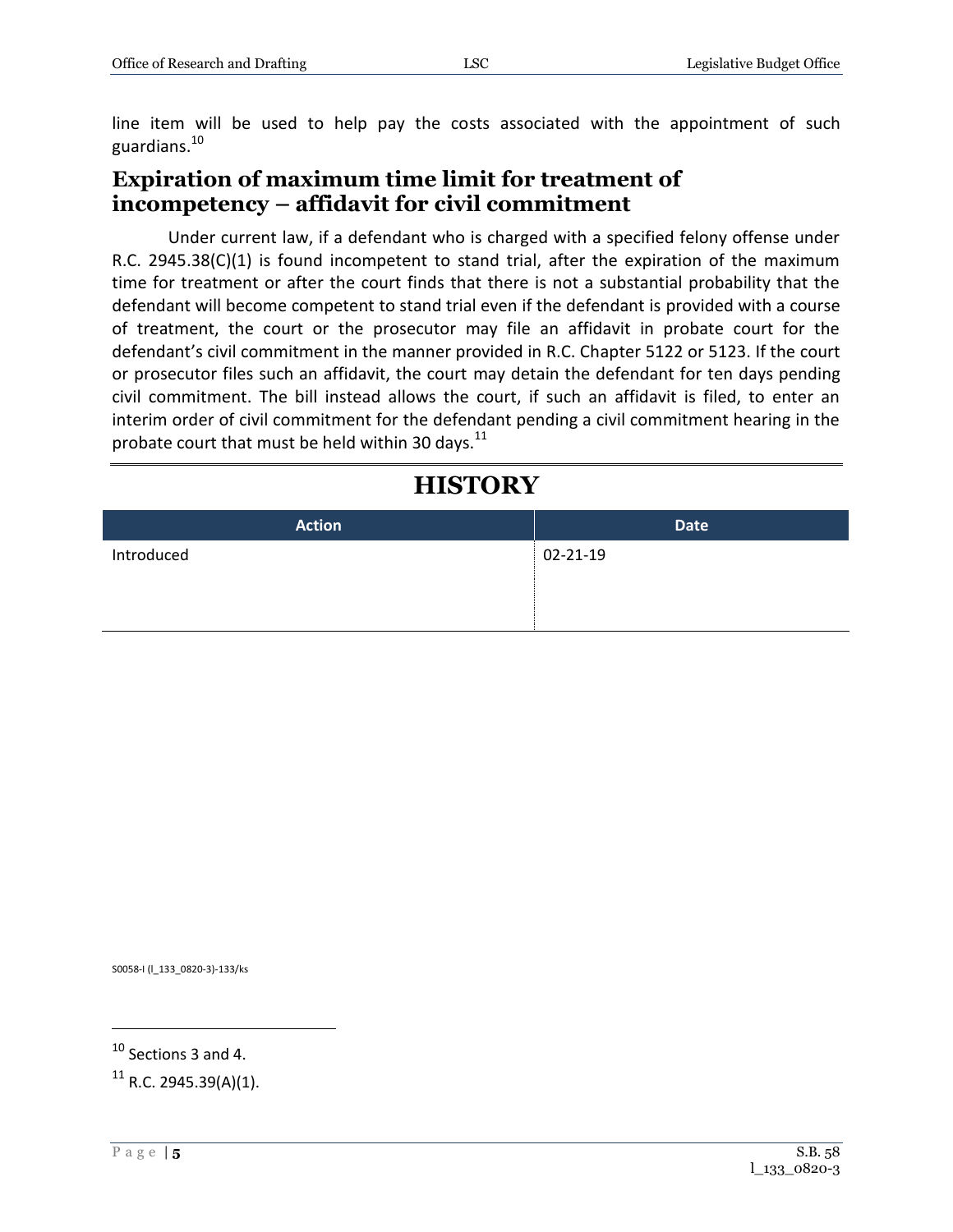line item will be used to help pay the costs associated with the appointment of such guardians.[10]

## Expiration of maximum time limit for treatment of incompetency – affidavit for civil commitment

Under current law, if a defendant who is charged with a specified felony offense under R.C. 2945.38(C)(1) is found incompetent to stand trial, after the expiration of the maximum time for treatment or after the court finds that there is not a substantial probability that the defendant will become competent to stand trial even if the defendant is provided with a course of treatment, the court or the prosecutor may file an affidavit in probate court for the defendant's civil commitment in the manner provided in R.C. Chapter 5122 or 5123. If the court or prosecutor files such an affidavit, the court may detain the defendant for ten days pending civil commitment. The bill instead allows the court, if such an affidavit is filed, to enter an interim order of civil commitment for the defendant pending a civil commitment hearing in the probate court that must be held within 30 days.[11]

# HISTORY

| Action | Date |
| --- | --- |
| Introduced | 02-21-19 |

S0058-I (l_133_0820-3)-133/ks

[10] Sections 3 and 4.

[11] R.C. 2945.39(A)(1).